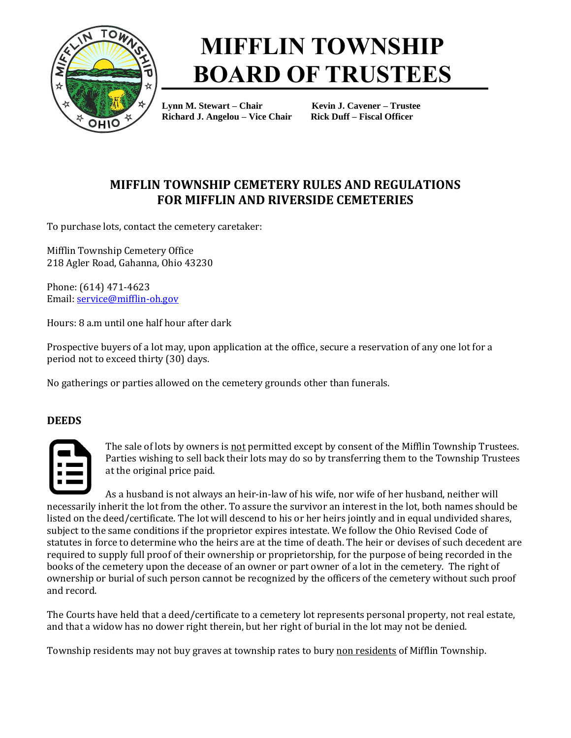# MIFFLIN TOWNSHIP BOARD OF TRUSTEES

**Lynn M. Stewart – Chair**  
**Richard J. Angelou – Vice Chair**  
**Kevin J. Cavener – Trustee**  
**Rick Duff – Fiscal Officer**

## MIFFLIN TOWNSHIP CEMETERY RULES AND REGULATIONS FOR MIFFLIN AND RIVERSIDE CEMETERIES

To purchase lots, contact the cemetery caretaker:

Mifflin Township Cemetery Office  
218 Agler Road, Gahanna, Ohio 43230

Phone: (614) 471-4623  
Email: service@mifflin-oh.gov

Hours: 8 a.m until one half hour after dark

Prospective buyers of a lot may, upon application at the office, secure a reservation of any one lot for a period not to exceed thirty (30) days.

No gatherings or parties allowed on the cemetery grounds other than funerals.

### DEEDS

The sale of lots by owners is not permitted except by consent of the Mifflin Township Trustees. Parties wishing to sell back their lots may do so by transferring them to the Township Trustees at the original price paid.

As a husband is not always an heir-in-law of his wife, nor wife of her husband, neither will necessarily inherit the lot from the other. To assure the survivor an interest in the lot, both names should be listed on the deed/certificate. The lot will descend to his or her heirs jointly and in equal undivided shares, subject to the same conditions if the proprietor expires intestate. We follow the Ohio Revised Code of statutes in force to determine who the heirs are at the time of death. The heir or devises of such decedent are required to supply full proof of their ownership or proprietorship, for the purpose of being recorded in the books of the cemetery upon the decease of an owner or part owner of a lot in the cemetery. The right of ownership or burial of such person cannot be recognized by the officers of the cemetery without such proof and record.

The Courts have held that a deed/certificate to a cemetery lot represents personal property, not real estate, and that a widow has no dower right therein, but her right of burial in the lot may not be denied.

Township residents may not buy graves at township rates to bury non residents of Mifflin Township.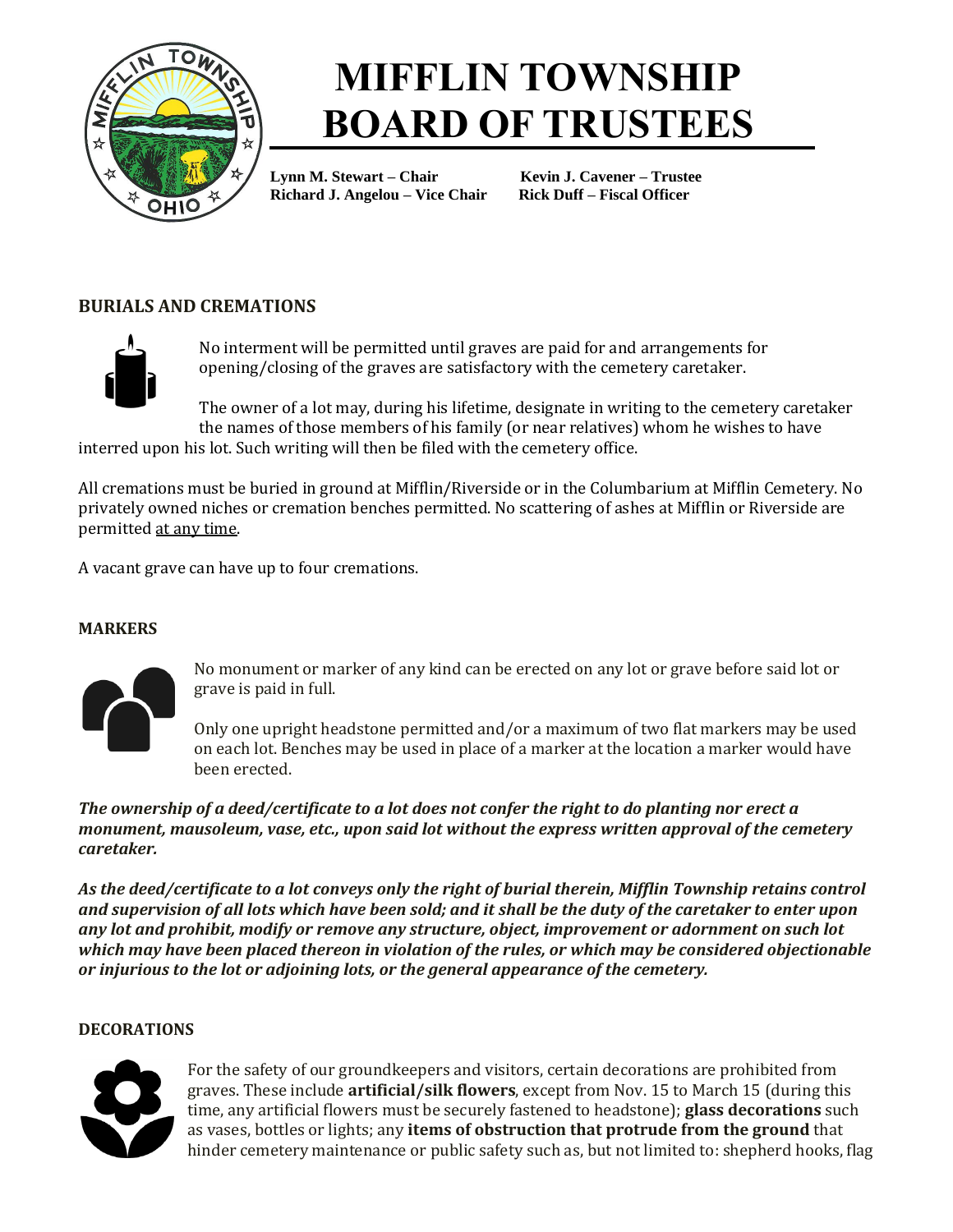# MIFFLIN TOWNSHIP BOARD OF TRUSTEES

**Lynn M. Stewart – Chair** **Kevin J. Cavener – Trustee**
**Richard J. Angelou – Vice Chair** **Rick Duff – Fiscal Officer**

## BURIALS AND CREMATIONS

No interment will be permitted until graves are paid for and arrangements for opening/closing of the graves are satisfactory with the cemetery caretaker.

The owner of a lot may, during his lifetime, designate in writing to the cemetery caretaker the names of those members of his family (or near relatives) whom he wishes to have interred upon his lot. Such writing will then be filed with the cemetery office.

All cremations must be buried in ground at Mifflin/Riverside or in the Columbarium at Mifflin Cemetery. No privately owned niches or cremation benches permitted. No scattering of ashes at Mifflin or Riverside are permitted <u>at any time</u>.

A vacant grave can have up to four cremations.

## MARKERS

No monument or marker of any kind can be erected on any lot or grave before said lot or grave is paid in full.

Only one upright headstone permitted and/or a maximum of two flat markers may be used on each lot. Benches may be used in place of a marker at the location a marker would have been erected.

***The ownership of a deed/certificate to a lot does not confer the right to do planting nor erect a monument, mausoleum, vase, etc., upon said lot without the express written approval of the cemetery caretaker.***

***As the deed/certificate to a lot conveys only the right of burial therein, Mifflin Township retains control and supervision of all lots which have been sold; and it shall be the duty of the caretaker to enter upon any lot and prohibit, modify or remove any structure, object, improvement or adornment on such lot which may have been placed thereon in violation of the rules, or which may be considered objectionable or injurious to the lot or adjoining lots, or the general appearance of the cemetery.***

## DECORATIONS

For the safety of our groundkeepers and visitors, certain decorations are prohibited from graves. These include **artificial/silk flowers**, except from Nov. 15 to March 15 (during this time, any artificial flowers must be securely fastened to headstone); **glass decorations** such as vases, bottles or lights; any **items of obstruction that protrude from the ground** that hinder cemetery maintenance or public safety such as, but not limited to: shepherd hooks, flag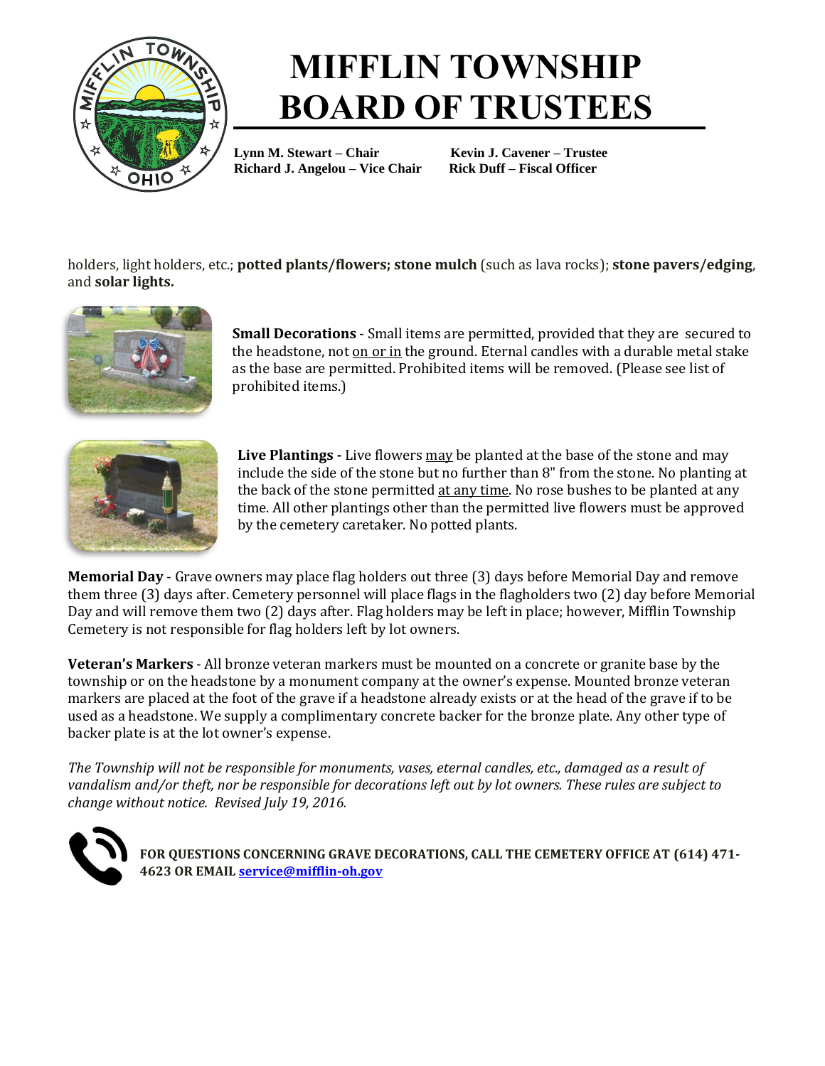# MIFFLIN TOWNSHIP BOARD OF TRUSTEES

**Lynn M. Stewart – Chair** **Kevin J. Cavener – Trustee**
**Richard J. Angelou – Vice Chair** **Rick Duff – Fiscal Officer**

holders, light holders, etc.; **potted plants/flowers; stone mulch** (such as lava rocks); **stone pavers/edging**, and **solar lights.**

**Small Decorations** - Small items are permitted, provided that they are secured to the headstone, not on or in the ground. Eternal candles with a durable metal stake as the base are permitted. Prohibited items will be removed. (Please see list of prohibited items.)

**Live Plantings -** Live flowers may be planted at the base of the stone and may include the side of the stone but no further than 8" from the stone. No planting at the back of the stone permitted at any time. No rose bushes to be planted at any time. All other plantings other than the permitted live flowers must be approved by the cemetery caretaker. No potted plants.

**Memorial Day** - Grave owners may place flag holders out three (3) days before Memorial Day and remove them three (3) days after. Cemetery personnel will place flags in the flagholders two (2) day before Memorial Day and will remove them two (2) days after. Flag holders may be left in place; however, Mifflin Township Cemetery is not responsible for flag holders left by lot owners.

**Veteran's Markers** - All bronze veteran markers must be mounted on a concrete or granite base by the township or on the headstone by a monument company at the owner's expense. Mounted bronze veteran markers are placed at the foot of the grave if a headstone already exists or at the head of the grave if to be used as a headstone. We supply a complimentary concrete backer for the bronze plate. Any other type of backer plate is at the lot owner's expense.

*The Township will not be responsible for monuments, vases, eternal candles, etc., damaged as a result of vandalism and/or theft, nor be responsible for decorations left out by lot owners. These rules are subject to change without notice. Revised July 19, 2016.*

**FOR QUESTIONS CONCERNING GRAVE DECORATIONS, CALL THE CEMETERY OFFICE AT (614) 471-4623 OR EMAIL service@mifflin-oh.gov**